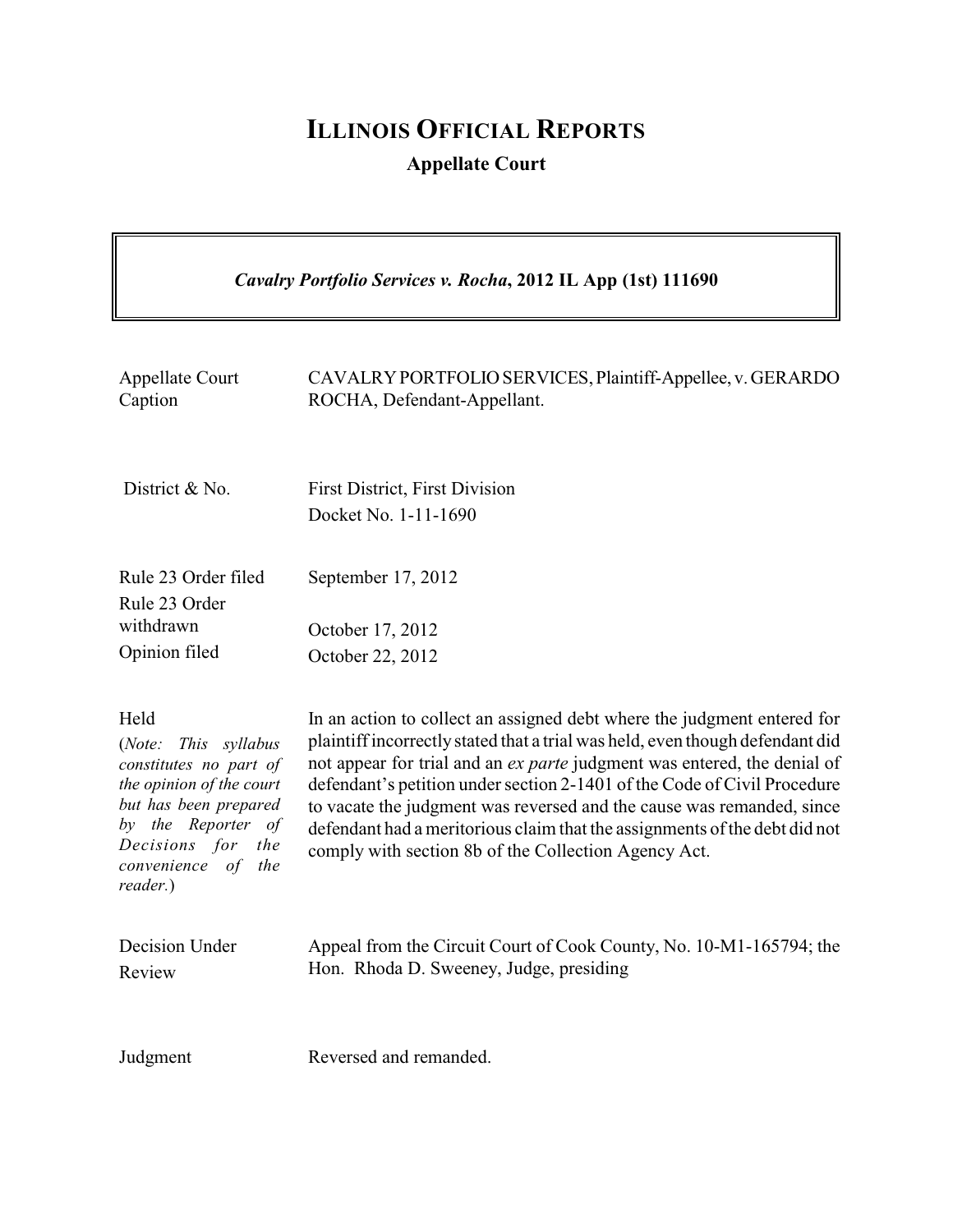# ILLINOIS OFFICIAL REPORTS

## Appellate Court

***Cavalry Portfolio Services v. Rocha*, 2012 IL App (1st) 111690**

| | |
|---|---|
| Appellate Court Caption | CAVALRY PORTFOLIO SERVICES, Plaintiff-Appellee, v. GERARDO ROCHA, Defendant-Appellant. |
| District & No. | First District, First Division<br>Docket No. 1-11-1690 |
| Rule 23 Order filed<br>Rule 23 Order withdrawn<br>Opinion filed | September 17, 2012<br>October 17, 2012<br>October 22, 2012 |
| Held<br>(*Note: This syllabus constitutes no part of the opinion of the court but has been prepared by the Reporter of Decisions for the convenience of the reader.*) | In an action to collect an assigned debt where the judgment entered for plaintiff incorrectly stated that a trial was held, even though defendant did not appear for trial and an *ex parte* judgment was entered, the denial of defendant's petition under section 2-1401 of the Code of Civil Procedure to vacate the judgment was reversed and the cause was remanded, since defendant had a meritorious claim that the assignments of the debt did not comply with section 8b of the Collection Agency Act. |
| Decision Under Review | Appeal from the Circuit Court of Cook County, No. 10-M1-165794; the Hon. Rhoda D. Sweeney, Judge, presiding |
| Judgment | Reversed and remanded. |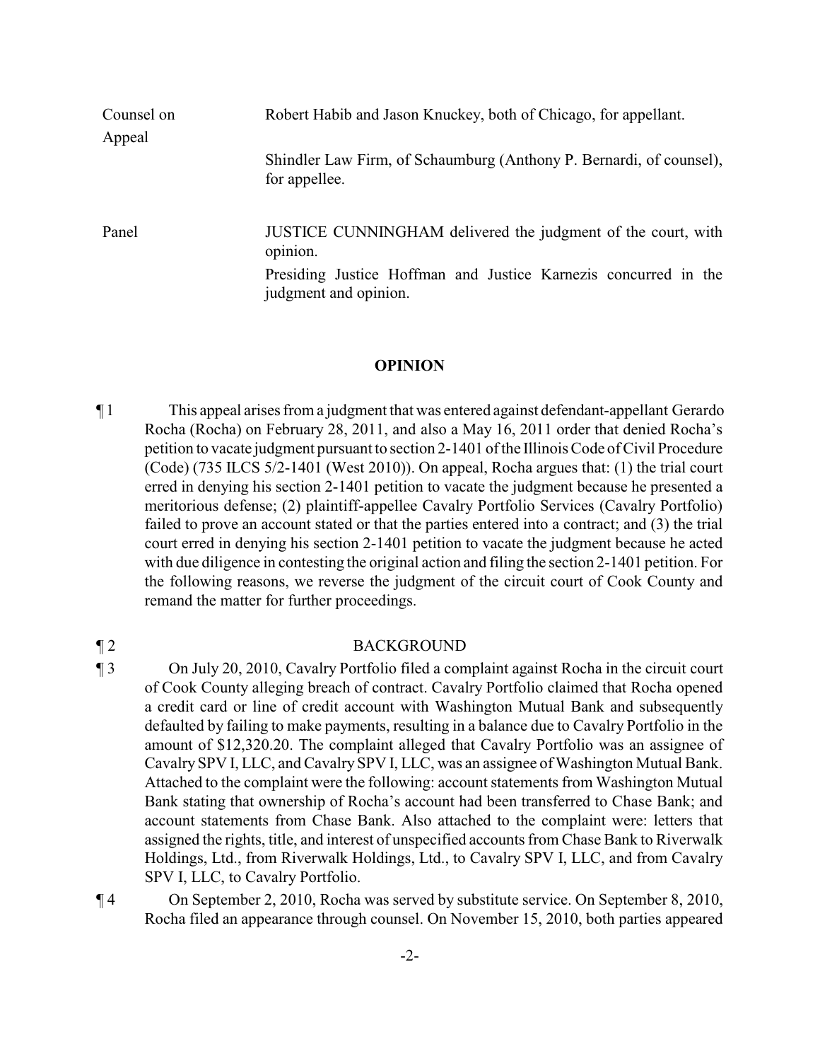| | |
|---|---|
| Counsel on Appeal | Robert Habib and Jason Knuckey, both of Chicago, for appellant. |
| | Shindler Law Firm, of Schaumburg (Anthony P. Bernardi, of counsel), for appellee. |
| Panel | JUSTICE CUNNINGHAM delivered the judgment of the court, with opinion. |
| | Presiding Justice Hoffman and Justice Karnezis concurred in the judgment and opinion. |

## OPINION

¶ 1 This appeal arises from a judgment that was entered against defendant-appellant Gerardo Rocha (Rocha) on February 28, 2011, and also a May 16, 2011 order that denied Rocha's petition to vacate judgment pursuant to section 2-1401 of the Illinois Code of Civil Procedure (Code) (735 ILCS 5/2-1401 (West 2010)). On appeal, Rocha argues that: (1) the trial court erred in denying his section 2-1401 petition to vacate the judgment because he presented a meritorious defense; (2) plaintiff-appellee Cavalry Portfolio Services (Cavalry Portfolio) failed to prove an account stated or that the parties entered into a contract; and (3) the trial court erred in denying his section 2-1401 petition to vacate the judgment because he acted with due diligence in contesting the original action and filing the section 2-1401 petition. For the following reasons, we reverse the judgment of the circuit court of Cook County and remand the matter for further proceedings.

¶ 2 BACKGROUND

¶ 3 On July 20, 2010, Cavalry Portfolio filed a complaint against Rocha in the circuit court of Cook County alleging breach of contract. Cavalry Portfolio claimed that Rocha opened a credit card or line of credit account with Washington Mutual Bank and subsequently defaulted by failing to make payments, resulting in a balance due to Cavalry Portfolio in the amount of $12,320.20. The complaint alleged that Cavalry Portfolio was an assignee of Cavalry SPV I, LLC, and Cavalry SPV I, LLC, was an assignee of Washington Mutual Bank. Attached to the complaint were the following: account statements from Washington Mutual Bank stating that ownership of Rocha's account had been transferred to Chase Bank; and account statements from Chase Bank. Also attached to the complaint were: letters that assigned the rights, title, and interest of unspecified accounts from Chase Bank to Riverwalk Holdings, Ltd., from Riverwalk Holdings, Ltd., to Cavalry SPV I, LLC, and from Cavalry SPV I, LLC, to Cavalry Portfolio.

¶ 4 On September 2, 2010, Rocha was served by substitute service. On September 8, 2010, Rocha filed an appearance through counsel. On November 15, 2010, both parties appeared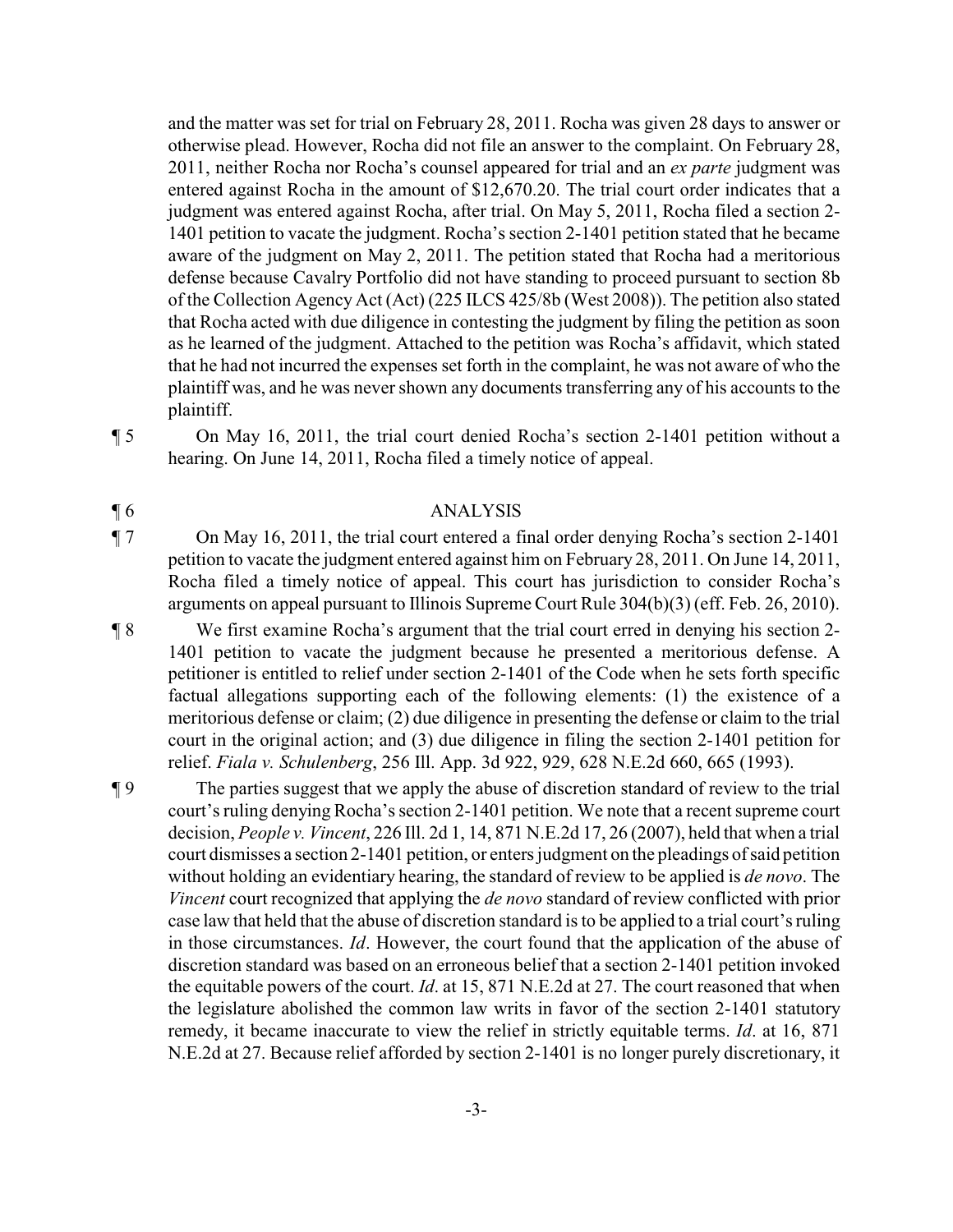and the matter was set for trial on February 28, 2011. Rocha was given 28 days to answer or otherwise plead. However, Rocha did not file an answer to the complaint. On February 28, 2011, neither Rocha nor Rocha's counsel appeared for trial and an *ex parte* judgment was entered against Rocha in the amount of $12,670.20. The trial court order indicates that a judgment was entered against Rocha, after trial. On May 5, 2011, Rocha filed a section 2-1401 petition to vacate the judgment. Rocha's section 2-1401 petition stated that he became aware of the judgment on May 2, 2011. The petition stated that Rocha had a meritorious defense because Cavalry Portfolio did not have standing to proceed pursuant to section 8b of the Collection Agency Act (Act) (225 ILCS 425/8b (West 2008)). The petition also stated that Rocha acted with due diligence in contesting the judgment by filing the petition as soon as he learned of the judgment. Attached to the petition was Rocha's affidavit, which stated that he had not incurred the expenses set forth in the complaint, he was not aware of who the plaintiff was, and he was never shown any documents transferring any of his accounts to the plaintiff.

¶ 5 On May 16, 2011, the trial court denied Rocha's section 2-1401 petition without a hearing. On June 14, 2011, Rocha filed a timely notice of appeal.

¶ 6 ANALYSIS

¶ 7 On May 16, 2011, the trial court entered a final order denying Rocha's section 2-1401 petition to vacate the judgment entered against him on February 28, 2011. On June 14, 2011, Rocha filed a timely notice of appeal. This court has jurisdiction to consider Rocha's arguments on appeal pursuant to Illinois Supreme Court Rule 304(b)(3) (eff. Feb. 26, 2010).

¶ 8 We first examine Rocha's argument that the trial court erred in denying his section 2-1401 petition to vacate the judgment because he presented a meritorious defense. A petitioner is entitled to relief under section 2-1401 of the Code when he sets forth specific factual allegations supporting each of the following elements: (1) the existence of a meritorious defense or claim; (2) due diligence in presenting the defense or claim to the trial court in the original action; and (3) due diligence in filing the section 2-1401 petition for relief. *Fiala v. Schulenberg*, 256 Ill. App. 3d 922, 929, 628 N.E.2d 660, 665 (1993).

¶ 9 The parties suggest that we apply the abuse of discretion standard of review to the trial court's ruling denying Rocha's section 2-1401 petition. We note that a recent supreme court decision, *People v. Vincent*, 226 Ill. 2d 1, 14, 871 N.E.2d 17, 26 (2007), held that when a trial court dismisses a section 2-1401 petition, or enters judgment on the pleadings of said petition without holding an evidentiary hearing, the standard of review to be applied is *de novo*. The *Vincent* court recognized that applying the *de novo* standard of review conflicted with prior case law that held that the abuse of discretion standard is to be applied to a trial court's ruling in those circumstances. *Id*. However, the court found that the application of the abuse of discretion standard was based on an erroneous belief that a section 2-1401 petition invoked the equitable powers of the court. *Id*. at 15, 871 N.E.2d at 27. The court reasoned that when the legislature abolished the common law writs in favor of the section 2-1401 statutory remedy, it became inaccurate to view the relief in strictly equitable terms. *Id*. at 16, 871 N.E.2d at 27. Because relief afforded by section 2-1401 is no longer purely discretionary, it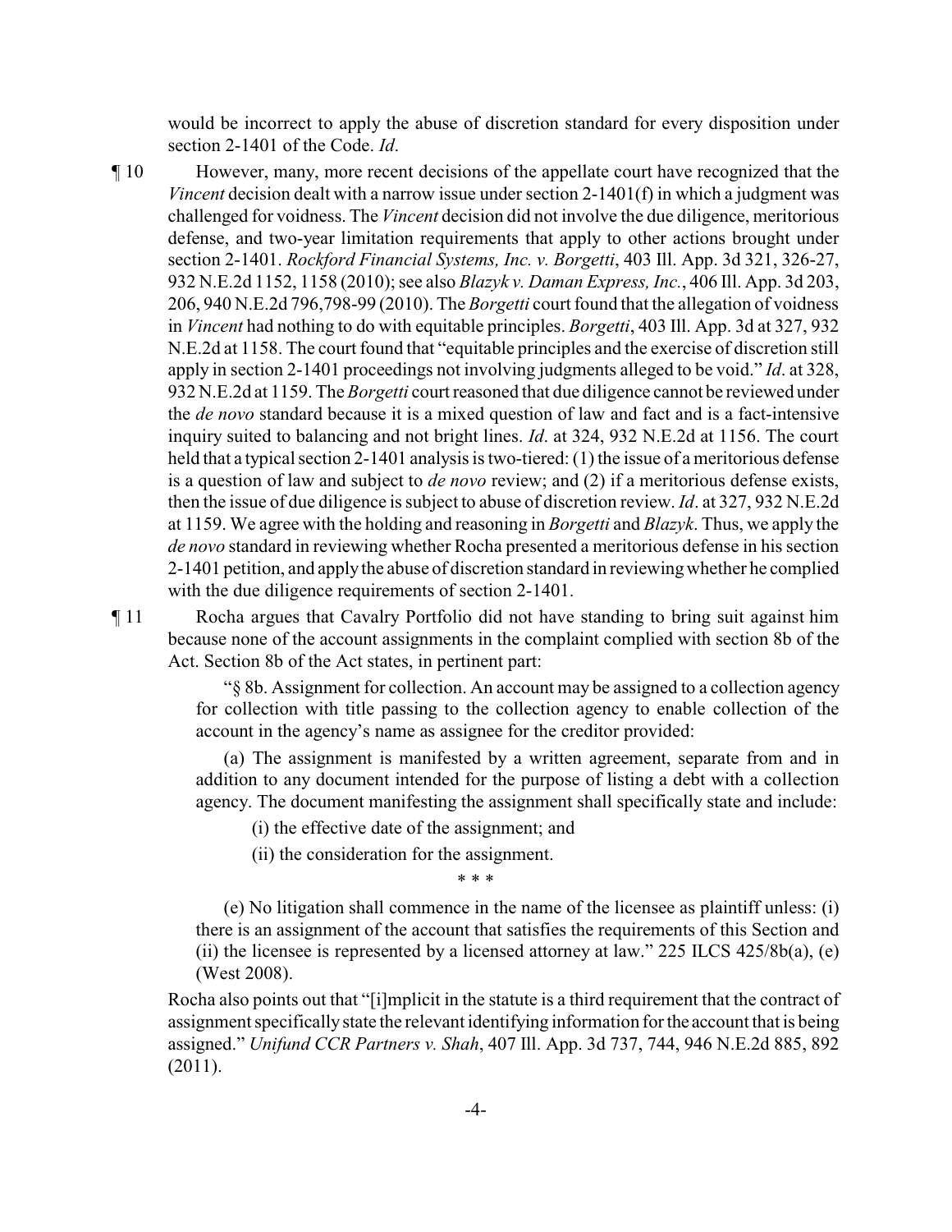would be incorrect to apply the abuse of discretion standard for every disposition under section 2-1401 of the Code. *Id*.

¶ 10 However, many, more recent decisions of the appellate court have recognized that the *Vincent* decision dealt with a narrow issue under section 2-1401(f) in which a judgment was challenged for voidness. The *Vincent* decision did not involve the due diligence, meritorious defense, and two-year limitation requirements that apply to other actions brought under section 2-1401. *Rockford Financial Systems, Inc. v. Borgetti*, 403 Ill. App. 3d 321, 326-27, 932 N.E.2d 1152, 1158 (2010); see also *Blazyk v. Daman Express, Inc.*, 406 Ill. App. 3d 203, 206, 940 N.E.2d 796,798-99 (2010). The *Borgetti* court found that the allegation of voidness in *Vincent* had nothing to do with equitable principles. *Borgetti*, 403 Ill. App. 3d at 327, 932 N.E.2d at 1158. The court found that "equitable principles and the exercise of discretion still apply in section 2-1401 proceedings not involving judgments alleged to be void." *Id*. at 328, 932 N.E.2d at 1159. The *Borgetti* court reasoned that due diligence cannot be reviewed under the *de novo* standard because it is a mixed question of law and fact and is a fact-intensive inquiry suited to balancing and not bright lines. *Id*. at 324, 932 N.E.2d at 1156. The court held that a typical section 2-1401 analysis is two-tiered: (1) the issue of a meritorious defense is a question of law and subject to *de novo* review; and (2) if a meritorious defense exists, then the issue of due diligence is subject to abuse of discretion review. *Id*. at 327, 932 N.E.2d at 1159. We agree with the holding and reasoning in *Borgetti* and *Blazyk*. Thus, we apply the *de novo* standard in reviewing whether Rocha presented a meritorious defense in his section 2-1401 petition, and apply the abuse of discretion standard in reviewing whether he complied with the due diligence requirements of section 2-1401.

¶ 11 Rocha argues that Cavalry Portfolio did not have standing to bring suit against him because none of the account assignments in the complaint complied with section 8b of the Act. Section 8b of the Act states, in pertinent part:

> "§ 8b. Assignment for collection. An account may be assigned to a collection agency for collection with title passing to the collection agency to enable collection of the account in the agency's name as assignee for the creditor provided:
>
> (a) The assignment is manifested by a written agreement, separate from and in addition to any document intended for the purpose of listing a debt with a collection agency. The document manifesting the assignment shall specifically state and include:
>
> (i) the effective date of the assignment; and
>
> (ii) the consideration for the assignment.
>
> \* \* \*
>
> (e) No litigation shall commence in the name of the licensee as plaintiff unless: (i) there is an assignment of the account that satisfies the requirements of this Section and (ii) the licensee is represented by a licensed attorney at law." 225 ILCS 425/8b(a), (e) (West 2008).

Rocha also points out that "[i]mplicit in the statute is a third requirement that the contract of assignment specifically state the relevant identifying information for the account that is being assigned." *Unifund CCR Partners v. Shah*, 407 Ill. App. 3d 737, 744, 946 N.E.2d 885, 892 (2011).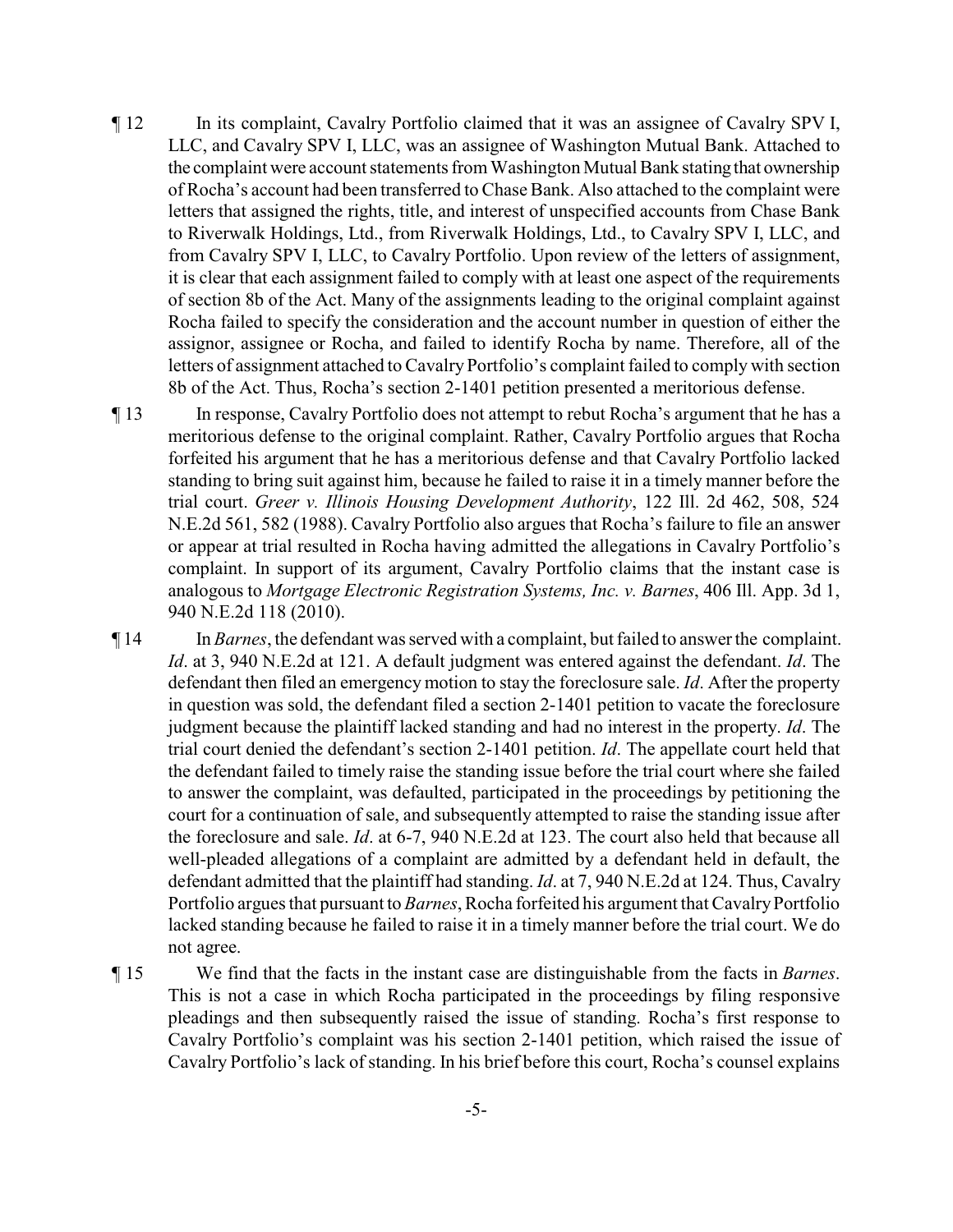¶ 12 In its complaint, Cavalry Portfolio claimed that it was an assignee of Cavalry SPV I, LLC, and Cavalry SPV I, LLC, was an assignee of Washington Mutual Bank. Attached to the complaint were account statements from Washington Mutual Bank stating that ownership of Rocha's account had been transferred to Chase Bank. Also attached to the complaint were letters that assigned the rights, title, and interest of unspecified accounts from Chase Bank to Riverwalk Holdings, Ltd., from Riverwalk Holdings, Ltd., to Cavalry SPV I, LLC, and from Cavalry SPV I, LLC, to Cavalry Portfolio. Upon review of the letters of assignment, it is clear that each assignment failed to comply with at least one aspect of the requirements of section 8b of the Act. Many of the assignments leading to the original complaint against Rocha failed to specify the consideration and the account number in question of either the assignor, assignee or Rocha, and failed to identify Rocha by name. Therefore, all of the letters of assignment attached to Cavalry Portfolio's complaint failed to comply with section 8b of the Act. Thus, Rocha's section 2-1401 petition presented a meritorious defense.

¶ 13 In response, Cavalry Portfolio does not attempt to rebut Rocha's argument that he has a meritorious defense to the original complaint. Rather, Cavalry Portfolio argues that Rocha forfeited his argument that he has a meritorious defense and that Cavalry Portfolio lacked standing to bring suit against him, because he failed to raise it in a timely manner before the trial court. *Greer v. Illinois Housing Development Authority*, 122 Ill. 2d 462, 508, 524 N.E.2d 561, 582 (1988). Cavalry Portfolio also argues that Rocha's failure to file an answer or appear at trial resulted in Rocha having admitted the allegations in Cavalry Portfolio's complaint. In support of its argument, Cavalry Portfolio claims that the instant case is analogous to *Mortgage Electronic Registration Systems, Inc. v. Barnes*, 406 Ill. App. 3d 1, 940 N.E.2d 118 (2010).

¶ 14 In *Barnes*, the defendant was served with a complaint, but failed to answer the complaint. *Id*. at 3, 940 N.E.2d at 121. A default judgment was entered against the defendant. *Id*. The defendant then filed an emergency motion to stay the foreclosure sale. *Id*. After the property in question was sold, the defendant filed a section 2-1401 petition to vacate the foreclosure judgment because the plaintiff lacked standing and had no interest in the property. *Id*. The trial court denied the defendant's section 2-1401 petition. *Id*. The appellate court held that the defendant failed to timely raise the standing issue before the trial court where she failed to answer the complaint, was defaulted, participated in the proceedings by petitioning the court for a continuation of sale, and subsequently attempted to raise the standing issue after the foreclosure and sale. *Id*. at 6-7, 940 N.E.2d at 123. The court also held that because all well-pleaded allegations of a complaint are admitted by a defendant held in default, the defendant admitted that the plaintiff had standing. *Id*. at 7, 940 N.E.2d at 124. Thus, Cavalry Portfolio argues that pursuant to *Barnes*, Rocha forfeited his argument that Cavalry Portfolio lacked standing because he failed to raise it in a timely manner before the trial court. We do not agree.

¶ 15 We find that the facts in the instant case are distinguishable from the facts in *Barnes*. This is not a case in which Rocha participated in the proceedings by filing responsive pleadings and then subsequently raised the issue of standing. Rocha's first response to Cavalry Portfolio's complaint was his section 2-1401 petition, which raised the issue of Cavalry Portfolio's lack of standing. In his brief before this court, Rocha's counsel explains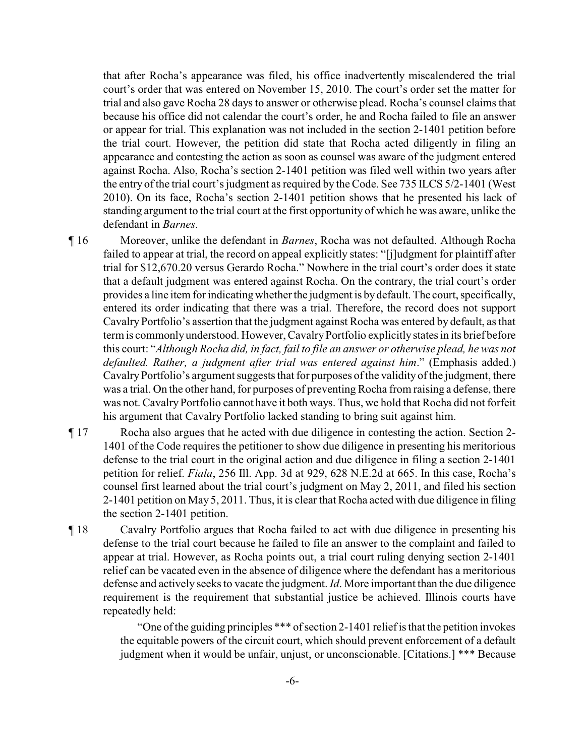that after Rocha's appearance was filed, his office inadvertently miscalendered the trial court's order that was entered on November 15, 2010. The court's order set the matter for trial and also gave Rocha 28 days to answer or otherwise plead. Rocha's counsel claims that because his office did not calendar the court's order, he and Rocha failed to file an answer or appear for trial. This explanation was not included in the section 2-1401 petition before the trial court. However, the petition did state that Rocha acted diligently in filing an appearance and contesting the action as soon as counsel was aware of the judgment entered against Rocha. Also, Rocha's section 2-1401 petition was filed well within two years after the entry of the trial court's judgment as required by the Code. See 735 ILCS 5/2-1401 (West 2010). On its face, Rocha's section 2-1401 petition shows that he presented his lack of standing argument to the trial court at the first opportunity of which he was aware, unlike the defendant in *Barnes*.

¶ 16 Moreover, unlike the defendant in *Barnes*, Rocha was not defaulted. Although Rocha failed to appear at trial, the record on appeal explicitly states: "[j]udgment for plaintiff after trial for $12,670.20 versus Gerardo Rocha." Nowhere in the trial court's order does it state that a default judgment was entered against Rocha. On the contrary, the trial court's order provides a line item for indicating whether the judgment is by default. The court, specifically, entered its order indicating that there was a trial. Therefore, the record does not support Cavalry Portfolio's assertion that the judgment against Rocha was entered by default, as that term is commonly understood. However, Cavalry Portfolio explicitly states in its brief before this court: "*Although Rocha did, in fact, fail to file an answer or otherwise plead, he was not defaulted. Rather, a judgment after trial was entered against him*." (Emphasis added.) Cavalry Portfolio's argument suggests that for purposes of the validity of the judgment, there was a trial. On the other hand, for purposes of preventing Rocha from raising a defense, there was not. Cavalry Portfolio cannot have it both ways. Thus, we hold that Rocha did not forfeit his argument that Cavalry Portfolio lacked standing to bring suit against him.

¶ 17 Rocha also argues that he acted with due diligence in contesting the action. Section 2-1401 of the Code requires the petitioner to show due diligence in presenting his meritorious defense to the trial court in the original action and due diligence in filing a section 2-1401 petition for relief. *Fiala*, 256 Ill. App. 3d at 929, 628 N.E.2d at 665. In this case, Rocha's counsel first learned about the trial court's judgment on May 2, 2011, and filed his section 2-1401 petition on May 5, 2011. Thus, it is clear that Rocha acted with due diligence in filing the section 2-1401 petition.

¶ 18 Cavalry Portfolio argues that Rocha failed to act with due diligence in presenting his defense to the trial court because he failed to file an answer to the complaint and failed to appear at trial. However, as Rocha points out, a trial court ruling denying section 2-1401 relief can be vacated even in the absence of diligence where the defendant has a meritorious defense and actively seeks to vacate the judgment. *Id*. More important than the due diligence requirement is the requirement that substantial justice be achieved. Illinois courts have repeatedly held:

> "One of the guiding principles *** of section 2-1401 relief is that the petition invokes the equitable powers of the circuit court, which should prevent enforcement of a default judgment when it would be unfair, unjust, or unconscionable. [Citations.] *** Because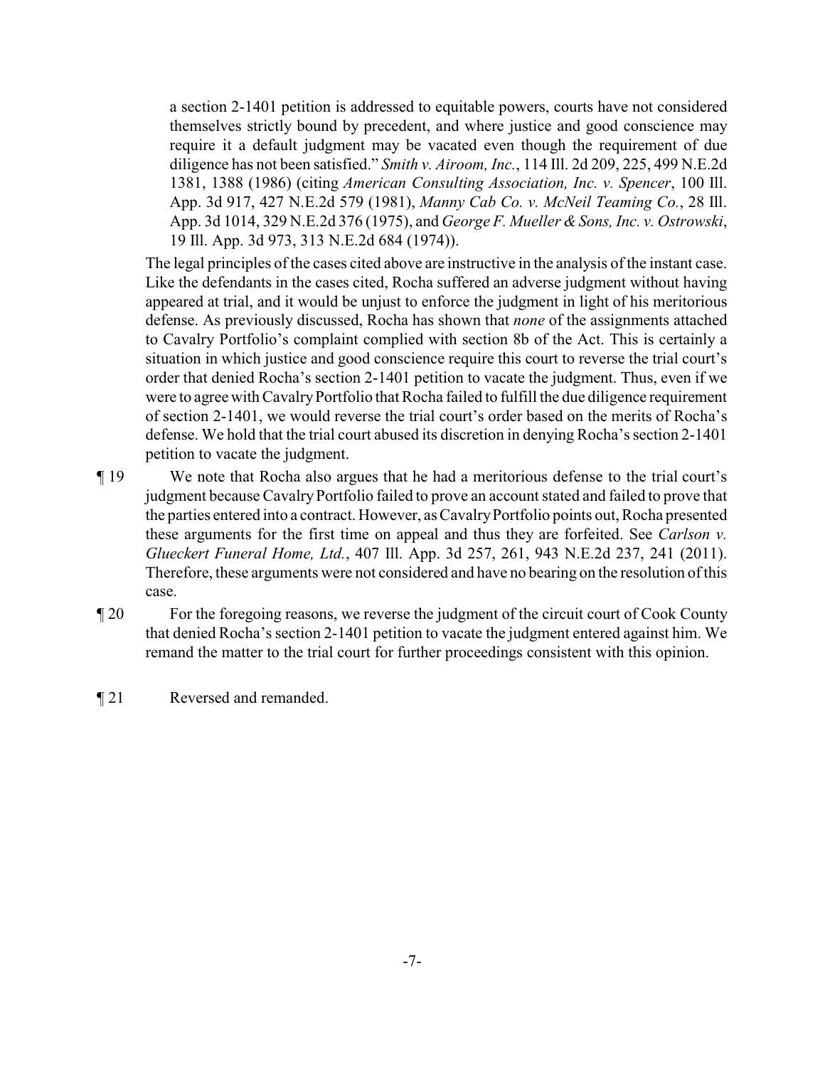a section 2-1401 petition is addressed to equitable powers, courts have not considered themselves strictly bound by precedent, and where justice and good conscience may require it a default judgment may be vacated even though the requirement of due diligence has not been satisfied." *Smith v. Airoom, Inc.*, 114 Ill. 2d 209, 225, 499 N.E.2d 1381, 1388 (1986) (citing *American Consulting Association, Inc. v. Spencer*, 100 Ill. App. 3d 917, 427 N.E.2d 579 (1981), *Manny Cab Co. v. McNeil Teaming Co.*, 28 Ill. App. 3d 1014, 329 N.E.2d 376 (1975), and *George F. Mueller & Sons, Inc. v. Ostrowski*, 19 Ill. App. 3d 973, 313 N.E.2d 684 (1974)).

The legal principles of the cases cited above are instructive in the analysis of the instant case. Like the defendants in the cases cited, Rocha suffered an adverse judgment without having appeared at trial, and it would be unjust to enforce the judgment in light of his meritorious defense. As previously discussed, Rocha has shown that *none* of the assignments attached to Cavalry Portfolio's complaint complied with section 8b of the Act. This is certainly a situation in which justice and good conscience require this court to reverse the trial court's order that denied Rocha's section 2-1401 petition to vacate the judgment. Thus, even if we were to agree with Cavalry Portfolio that Rocha failed to fulfill the due diligence requirement of section 2-1401, we would reverse the trial court's order based on the merits of Rocha's defense. We hold that the trial court abused its discretion in denying Rocha's section 2-1401 petition to vacate the judgment.

¶ 19 We note that Rocha also argues that he had a meritorious defense to the trial court's judgment because Cavalry Portfolio failed to prove an account stated and failed to prove that the parties entered into a contract. However, as Cavalry Portfolio points out, Rocha presented these arguments for the first time on appeal and thus they are forfeited. See *Carlson v. Glueckert Funeral Home, Ltd.*, 407 Ill. App. 3d 257, 261, 943 N.E.2d 237, 241 (2011). Therefore, these arguments were not considered and have no bearing on the resolution of this case.

¶ 20 For the foregoing reasons, we reverse the judgment of the circuit court of Cook County that denied Rocha's section 2-1401 petition to vacate the judgment entered against him. We remand the matter to the trial court for further proceedings consistent with this opinion.

¶ 21 Reversed and remanded.